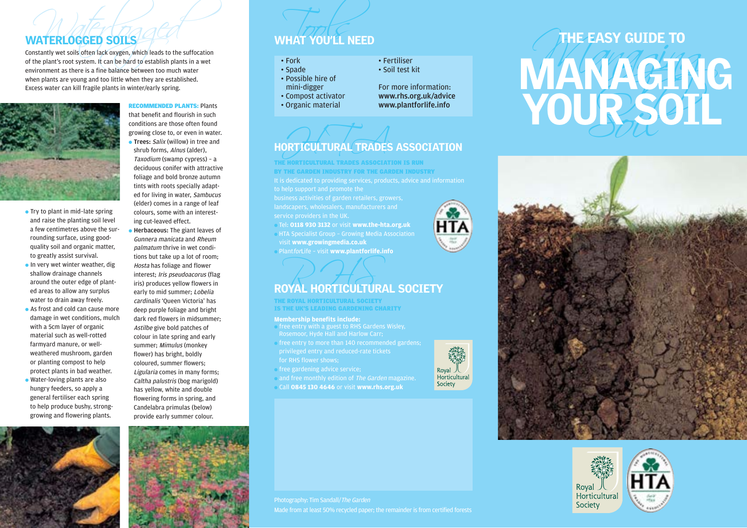## WATERLOGGED SOILS

Constantly wet soils often lack oxygen, which leads to the suffocation of the plant's root system. It can be hard to establish plants in a wet environment as there is a fine balance between too much water when plants are young and too little when they are established. Excess water can kill fragile plants in winter/early spring.

- Try to plant in mid-late spring and raise the planting soil level a few centimetres above the surrounding surface, using good-quality soil and organic matter, to greatly assist survival.
- In very wet winter weather, dig shallow drainage channels around the outer edge of planted areas to allow any surplus water to drain away freely.
- As frost and cold can cause more damage in wet conditions, mulch with a 5cm layer of organic material such as well-rotted farmyard manure, or well-weathered mushroom, garden or planting compost to help protect plants in bad weather.
- Water-loving plants are also hungry feeders, so apply a general fertiliser each spring to help produce bushy, strong-growing and flowering plants.

**RECOMMENDED PLANTS:** Plants that benefit and flourish in such conditions are those often found growing close to, or even in water.

- **Trees:** *Salix* (willow) in tree and shrub forms, *Alnus* (alder), *Taxodium* (swamp cypress) – a deciduous conifer with attractive foliage and bold bronze autumn tints with roots specially adapted for living in water, *Sambucus* (elder) comes in a range of leaf colours, some with an interesting cut-leaved effect.
- **Herbaceous:** The giant leaves of *Gunnera manicata* and *Rheum palmatum* thrive in wet conditions but take up a lot of room; *Hosta* has foliage and flower interest; *Iris pseudoacorus* (flag iris) produces yellow flowers in early to mid summer; *Lobelia cardinalis* 'Queen Victoria' has deep purple foliage and bright dark red flowers in midsummer; *Astilbe* give bold patches of colour in late spring and early summer; *Mimulus* (monkey flower) has bright, boldly coloured, summer flowers; *Ligularia* comes in many forms; *Caltha palustris* (bog marigold) has yellow, white and double flowering forms in spring, and Candelabra primulas (below) provide early summer colour.

## WHAT YOU'LL NEED

- Fork
- Spade
- Possible hire of mini-digger
- Compost activator
- Organic material
- Fertiliser
- Soil test kit

For more information:
**www.rhs.org.uk/advice**
**www.plantforlife.info**

## HORTICULTURAL TRADES ASSOCIATION

**THE HORTICULTURAL TRADES ASSOCIATION IS RUN BY THE GARDEN INDUSTRY FOR THE GARDEN INDUSTRY**

It is dedicated to providing services, products, advice and information to help support and promote the business activities of garden retailers, growers, landscapers, wholesalers, manufacturers and service providers in the UK.

- Tel: **0118 930 3132** or visit **www.the-hta.org.uk**
- HTA Specialist Group – Growing Media Association visit **www.growingmedia.co.uk**
- Plant*for*Life – visit **www.plantforlife.info**

## ROYAL HORTICULTURAL SOCIETY

**THE ROYAL HORTICULTURAL SOCIETY IS THE UK'S LEADING GARDENING CHARITY**

**Membership benefits include:**

- free entry with a guest to RHS Gardens Wisley, Rosemoor, Hyde Hall and Harlow Carr;
- free entry to more than 140 recommended gardens; privileged entry and reduced-rate tickets for RHS flower shows;
- free gardening advice service;
- and free monthly edition of *The Garden* magazine.
- Call **0845 130 4646** or visit **www.rhs.org.uk**

Photography: Tim Sandall/*The Garden*
Made from at least 50% recycled paper; the remainder is from certified forests

# THE EASY GUIDE TO MANAGING YOUR SOIL

Royal Horticultural Society

HTA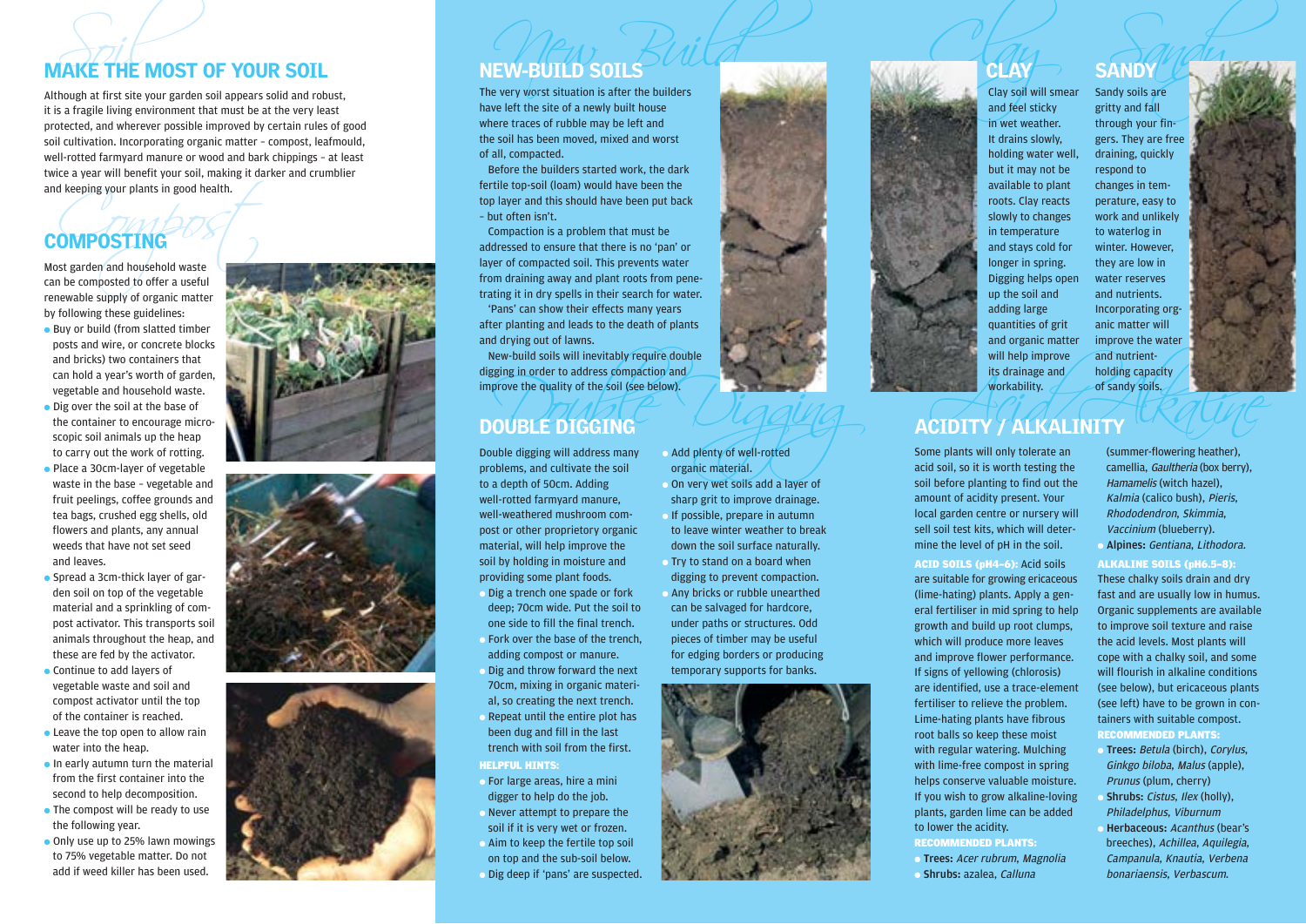## MAKE THE MOST OF YOUR SOIL

Although at first site your garden soil appears solid and robust, it is a fragile living environment that must be at the very least protected, and wherever possible improved by certain rules of good soil cultivation. Incorporating organic matter – compost, leafmould, well-rotted farmyard manure or wood and bark chippings – at least twice a year will benefit your soil, making it darker and crumblier and keeping your plants in good health.

## COMPOSTING

Most garden and household waste can be composted to offer a useful renewable supply of organic matter by following these guidelines:

- Buy or build (from slatted timber posts and wire, or concrete blocks and bricks) two containers that can hold a year's worth of garden, vegetable and household waste.
- Dig over the soil at the base of the container to encourage microscopic soil animals up the heap to carry out the work of rotting.
- Place a 30cm-layer of vegetable waste in the base – vegetable and fruit peelings, coffee grounds and tea bags, crushed egg shells, old flowers and plants, any annual weeds that have not set seed and leaves.
- Spread a 3cm-thick layer of garden soil on top of the vegetable material and a sprinkling of compost activator. This transports soil animals throughout the heap, and these are fed by the activator.
- Continue to add layers of vegetable waste and soil and compost activator until the top of the container is reached.
- Leave the top open to allow rain water into the heap.
- In early autumn turn the material from the first container into the second to help decomposition.
- The compost will be ready to use the following year.
- Only use up to 25% lawn mowings to 75% vegetable matter. Do not add if weed killer has been used.

## NEW-BUILD SOILS

The very worst situation is after the builders have left the site of a newly built house where traces of rubble may be left and the soil has been moved, mixed and worst of all, compacted.

Before the builders started work, the dark fertile top-soil (loam) would have been the top layer and this should have been put back – but often isn't.

Compaction is a problem that must be addressed to ensure that there is no 'pan' or layer of compacted soil. This prevents water from draining away and plant roots from penetrating it in dry spells in their search for water. 'Pans' can show their effects many years after planting and leads to the death of plants and drying out of lawns.

New-build soils will inevitably require double digging in order to address compaction and improve the quality of the soil (see below).

## DOUBLE DIGGING

Double digging will address many problems, and cultivate the soil to a depth of 50cm. Adding well-rotted farmyard manure, well-weathered mushroom compost or other proprietory organic material, will help improve the soil by holding in moisture and providing some plant foods.

- Dig a trench one spade or fork deep; 70cm wide. Put the soil to one side to fill the final trench.
- Fork over the base of the trench, adding compost or manure.
- Dig and throw forward the next 70cm, mixing in organic material, so creating the next trench.
- Repeat until the entire plot has been dug and fill in the last trench with soil from the first.

**HELPFUL HINTS:**

- For large areas, hire a mini digger to help do the job.
- Never attempt to prepare the soil if it is very wet or frozen.
- Aim to keep the fertile top soil on top and the sub-soil below.
- Dig deep if 'pans' are suspected.
- Add plenty of well-rotted organic material.
- On very wet soils add a layer of sharp grit to improve drainage.
- If possible, prepare in autumn to leave winter weather to break down the soil surface naturally.
- Try to stand on a board when digging to prevent compaction.
- Any bricks or rubble unearthed can be salvaged for hardcore, under paths or structures. Odd pieces of timber may be useful for edging borders or producing temporary supports for banks.

## CLAY

Clay soil will smear and feel sticky in wet weather. It drains slowly, holding water well, but it may not be available to plant roots. Clay reacts slowly to changes in temperature and stays cold for longer in spring. Digging helps open up the soil and adding large quantities of grit and organic matter will help improve its drainage and workability.

## SANDY

Sandy soils are gritty and fall through your fingers. They are free draining, quickly respond to changes in temperature, easy to work and unlikely to waterlog in winter. However, they are low in water reserves and nutrients. Incorporating organic matter will improve the water and nutrient-holding capacity of sandy soils.

## ACIDITY / ALKALINITY

Some plants will only tolerate an acid soil, so it is worth testing the soil before planting to find out the amount of acidity present. Your local garden centre or nursery will sell soil test kits, which will determine the level of pH in the soil.

**ACID SOILS (pH4–6):** Acid soils are suitable for growing ericaceous (lime-hating) plants. Apply a general fertiliser in mid spring to help growth and build up root clumps, which will produce more leaves and improve flower performance. If signs of yellowing (chlorosis) are identified, use a trace-element fertiliser to relieve the problem. Lime-hating plants have fibrous root balls so keep these moist with regular watering. Mulching with lime-free compost in spring helps conserve valuable moisture. If you wish to grow alkaline-loving plants, garden lime can be added to lower the acidity.

**RECOMMENDED PLANTS:**

- **Trees:** *Acer rubrum, Magnolia*
- **Shrubs:** azalea, *Calluna* (summer-flowering heather), camellia, *Gaultheria* (box berry), *Hamamelis* (witch hazel), *Kalmia* (calico bush), *Pieris, Rhododendron, Skimmia, Vaccinium* (blueberry).
- **Alpines:** *Gentiana, Lithodora.*

**ALKALINE SOILS (pH6.5–8):** These chalky soils drain and dry fast and are usually low in humus. Organic supplements are available to improve soil texture and raise the acid levels. Most plants will cope with a chalky soil, and some will flourish in alkaline conditions (see below), but ericaceous plants (see left) have to be grown in containers with suitable compost.

**RECOMMENDED PLANTS:**

- **Trees:** *Betula* (birch), *Corylus, Ginkgo biloba, Malus* (apple), *Prunus* (plum, cherry)
- **Shrubs:** *Cistus, Ilex* (holly), *Philadelphus, Viburnum*
- **Herbaceous:** *Acanthus* (bear's breeches), *Achillea, Aquilegia, Campanula, Knautia, Verbena bonariaensis, Verbascum.*